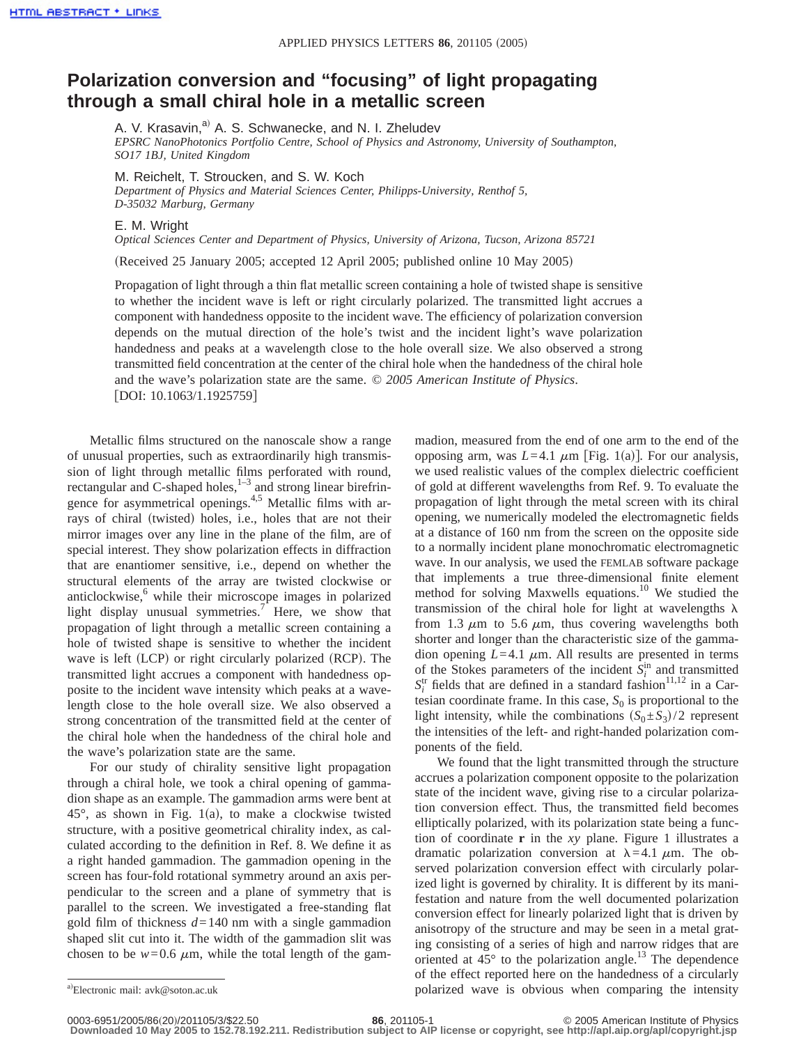# Polarization conversion and "focusing" of light propagating through a small chiral hole in a metallic screen

A. V. Krasavin,[a] A. S. Schwanecke, and N. I. Zheludev

*EPSRC NanoPhotonics Portfolio Centre, School of Physics and Astronomy, University of Southampton, SO17 1BJ, United Kingdom*

M. Reichelt, T. Stroucken, and S. W. Koch

*Department of Physics and Material Sciences Center, Philipps-University, Renthof 5, D-35032 Marburg, Germany*

E. M. Wright

*Optical Sciences Center and Department of Physics, University of Arizona, Tucson, Arizona 85721*

(Received 25 January 2005; accepted 12 April 2005; published online 10 May 2005)

Propagation of light through a thin flat metallic screen containing a hole of twisted shape is sensitive to whether the incident wave is left or right circularly polarized. The transmitted light accrues a component with handedness opposite to the incident wave. The efficiency of polarization conversion depends on the mutual direction of the hole's twist and the incident light's wave polarization handedness and peaks at a wavelength close to the hole overall size. We also observed a strong transmitted field concentration at the center of the chiral hole when the handedness of the chiral hole and the wave's polarization state are the same. © *2005 American Institute of Physics*. [DOI: 10.1063/1.1925759]

Metallic films structured on the nanoscale show a range of unusual properties, such as extraordinarily high transmission of light through metallic films perforated with round, rectangular and C-shaped holes,[1–3] and strong linear birefringence for asymmetrical openings.[4,5] Metallic films with arrays of chiral (twisted) holes, i.e., holes that are not their mirror images over any line in the plane of the film, are of special interest. They show polarization effects in diffraction that are enantiomer sensitive, i.e., depend on whether the structural elements of the array are twisted clockwise or anticlockwise,[6] while their microscope images in polarized light display unusual symmetries.[7] Here, we show that propagation of light through a metallic screen containing a hole of twisted shape is sensitive to whether the incident wave is left (LCP) or right circularly polarized (RCP). The transmitted light accrues a component with handedness opposite to the incident wave intensity which peaks at a wavelength close to the hole overall size. We also observed a strong concentration of the transmitted field at the center of the chiral hole when the handedness of the chiral hole and the wave's polarization state are the same.

For our study of chirality sensitive light propagation through a chiral hole, we took a chiral opening of gammadion shape as an example. The gammadion arms were bent at 45°, as shown in Fig. 1(a), to make a clockwise twisted structure, with a positive geometrical chirality index, as calculated according to the definition in Ref. 8. We define it as a right handed gammadion. The gammadion opening in the screen has four-fold rotational symmetry around an axis perpendicular to the screen and a plane of symmetry that is parallel to the screen. We investigated a free-standing flat gold film of thickness $d=140$ nm with a single gammadion shaped slit cut into it. The width of the gammadion slit was chosen to be $w=0.6$ $\mu$m, while the total length of the gammadion, measured from the end of one arm to the end of the opposing arm, was $L=4.1$ $\mu$m [Fig. 1(a)]. For our analysis, we used realistic values of the complex dielectric coefficient of gold at different wavelengths from Ref. 9. To evaluate the propagation of light through the metal screen with its chiral opening, we numerically modeled the electromagnetic fields at a distance of 160 nm from the screen on the opposite side to a normally incident plane monochromatic electromagnetic wave. In our analysis, we used the FEMLAB software package that implements a true three-dimensional finite element method for solving Maxwells equations.[10] We studied the transmission of the chiral hole for light at wavelengths $\lambda$ from 1.3 $\mu$m to 5.6 $\mu$m, thus covering wavelengths both shorter and longer than the characteristic size of the gammadion opening $L=4.1$ $\mu$m. All results are presented in terms of the Stokes parameters of the incident $S_i^{\text{in}}$ and transmitted $S_i^{\text{tr}}$ fields that are defined in a standard fashion[11,12] in a Cartesian coordinate frame. In this case, $S_0$ is proportional to the light intensity, while the combinations $(S_0 \pm S_3)/2$ represent the intensities of the left- and right-handed polarization components of the field.

We found that the light transmitted through the structure accrues a polarization component opposite to the polarization state of the incident wave, giving rise to a circular polarization conversion effect. Thus, the transmitted field becomes elliptically polarized, with its polarization state being a function of coordinate **r** in the *xy* plane. Figure 1 illustrates a dramatic polarization conversion at $\lambda=4.1$ $\mu$m. The observed polarization conversion effect with circularly polarized light is governed by chirality. It is different by its manifestation and nature from the well documented polarization conversion effect for linearly polarized light that is driven by anisotropy of the structure and may be seen in a metal grating consisting of a series of high and narrow ridges that are oriented at 45° to the polarization angle.[13] The dependence of the effect reported here on the handedness of a circularly polarized wave is obvious when comparing the intensity

[a]Electronic mail: avk@soton.ac.uk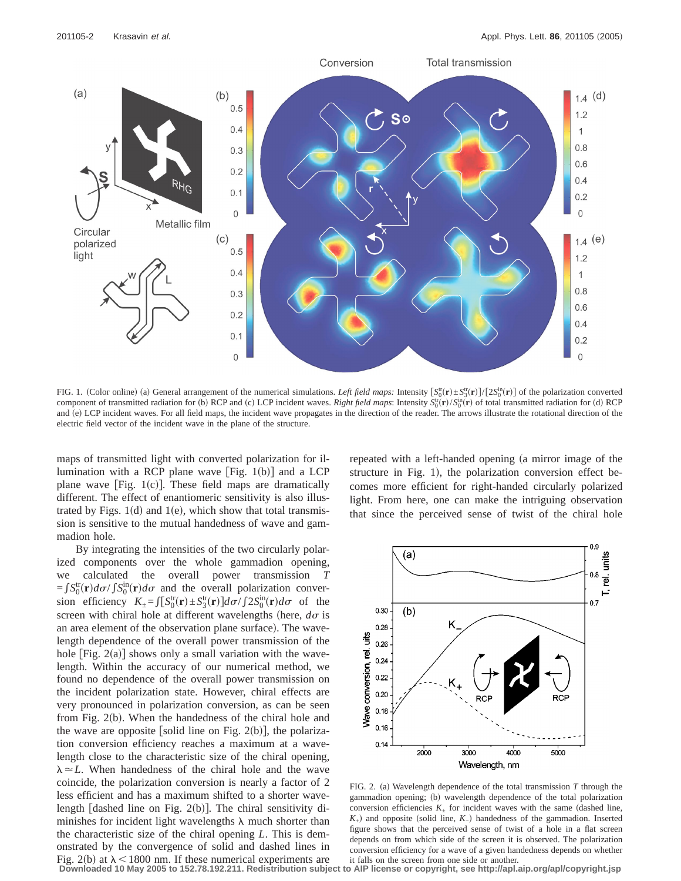FIG. 1. (Color online) (a) General arrangement of the numerical simulations. *Left field maps:* Intensity $[S_0^{tr}(\mathbf{r}) \pm S_3^{tr}(\mathbf{r})]/[2S_0^{in}(\mathbf{r})]$ of the polarization converted component of transmitted radiation for (b) RCP and (c) LCP incident waves. *Right field maps*: Intensity $S_0^{tr}(\mathbf{r})/S_0^{in}(\mathbf{r})$ of total transmitted radiation for (d) RCP and (e) LCP incident waves. For all field maps, the incident wave propagates in the direction of the reader. The arrows illustrate the rotational direction of the electric field vector of the incident wave in the plane of the structure.

maps of transmitted light with converted polarization for illumination with a RCP plane wave [Fig. 1(b)] and a LCP plane wave [Fig. 1(c)]. These field maps are dramatically different. The effect of enantiomeric sensitivity is also illustrated by Figs. 1(d) and 1(e), which show that total transmission is sensitive to the mutual handedness of wave and gammadion hole.

By integrating the intensities of the two circularly polarized components over the whole gammadion opening, we calculated the overall power transmission $T = \int S_0^{tr}(\mathbf{r})d\sigma / \int S_0^{in}(\mathbf{r})d\sigma$ and the overall polarization conversion efficiency $K_\pm = \int[S_0^{tr}(\mathbf{r}) \pm S_3^{tr}(\mathbf{r})]d\sigma / \int 2S_0^{in}(\mathbf{r})d\sigma$ of the screen with chiral hole at different wavelengths (here, $d\sigma$ is an area element of the observation plane surface). The wavelength dependence of the overall power transmission of the hole [Fig. 2(a)] shows only a small variation with the wavelength. Within the accuracy of our numerical method, we found no dependence of the overall power transmission on the incident polarization state. However, chiral effects are very pronounced in polarization conversion, as can be seen from Fig. 2(b). When the handedness of the chiral hole and the wave are opposite [solid line on Fig. 2(b)], the polarization conversion efficiency reaches a maximum at a wavelength close to the characteristic size of the chiral opening, $\lambda \simeq L$. When handedness of the chiral hole and the wave coincide, the polarization conversion is nearly a factor of 2 less efficient and has a maximum shifted to a shorter wavelength [dashed line on Fig. 2(b)]. The chiral sensitivity diminishes for incident light wavelengths $\lambda$ much shorter than the characteristic size of the chiral opening $L$. This is demonstrated by the convergence of solid and dashed lines in Fig. 2(b) at $\lambda < 1800$ nm. If these numerical experiments are repeated with a left-handed opening (a mirror image of the structure in Fig. 1), the polarization conversion effect becomes more efficient for right-handed circularly polarized light. From here, one can make the intriguing observation that since the perceived sense of twist of the chiral hole

FIG. 2. (a) Wavelength dependence of the total transmission $T$ through the gammadion opening; (b) wavelength dependence of the total polarization conversion efficiencies $K_\pm$ for incident waves with the same (dashed line, $K_+$) and opposite (solid line, $K_-$) handedness of the gammadion. Inserted figure shows that the perceived sense of twist of a hole in a flat screen depends on from which side of the screen it is observed. The polarization conversion efficiency for a wave of a given handedness depends on whether it falls on the screen from one side or another.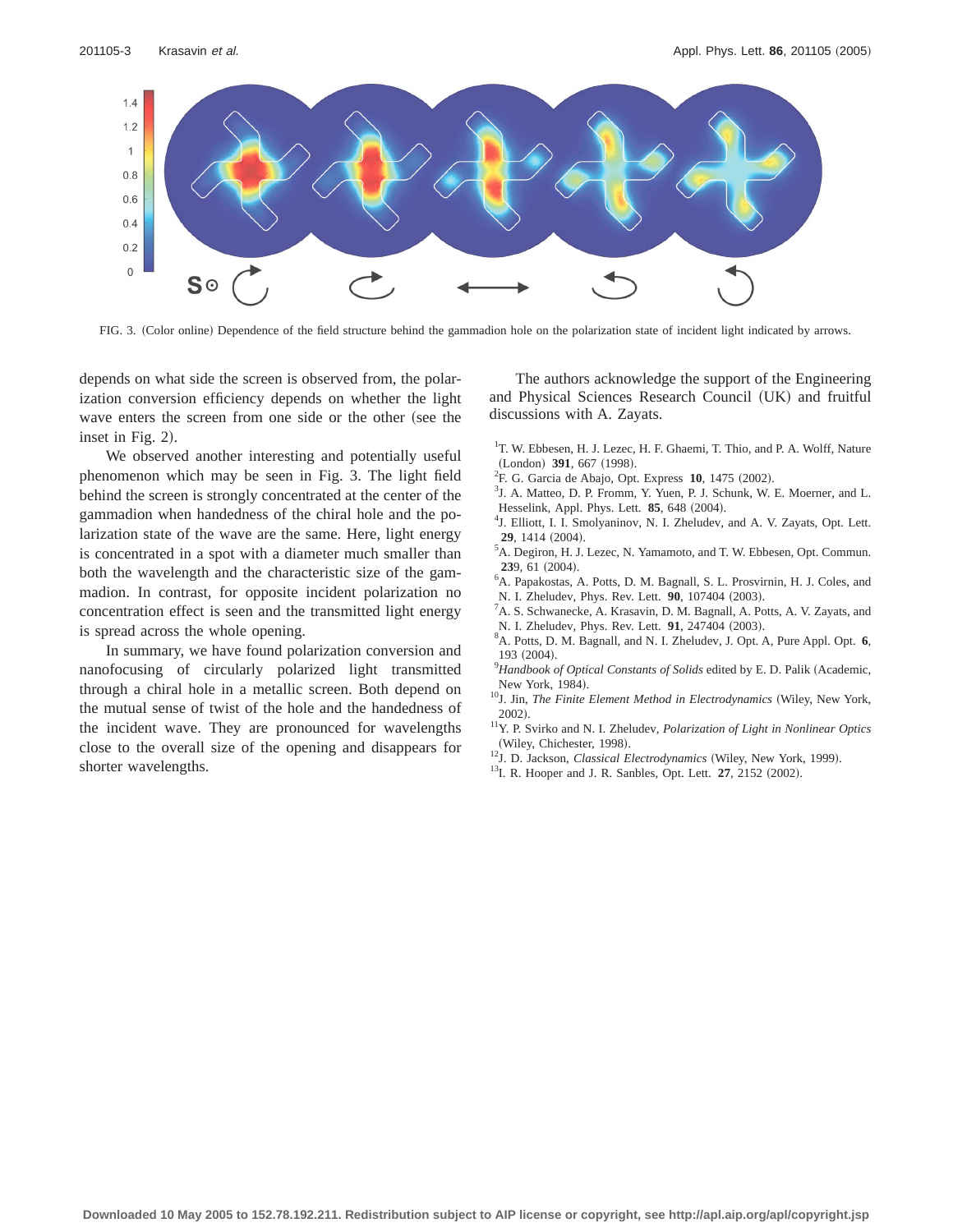1.4

1.2

1

0.8

0.6

0.4

0.2

0

S⊙

FIG. 3. (Color online) Dependence of the field structure behind the gammadion hole on the polarization state of incident light indicated by arrows.

depends on what side the screen is observed from, the polarization conversion efficiency depends on whether the light wave enters the screen from one side or the other (see the inset in Fig. 2).

We observed another interesting and potentially useful phenomenon which may be seen in Fig. 3. The light field behind the screen is strongly concentrated at the center of the gammadion when handedness of the chiral hole and the polarization state of the wave are the same. Here, light energy is concentrated in a spot with a diameter much smaller than both the wavelength and the characteristic size of the gammadion. In contrast, for opposite incident polarization no concentration effect is seen and the transmitted light energy is spread across the whole opening.

In summary, we have found polarization conversion and nanofocusing of circularly polarized light transmitted through a chiral hole in a metallic screen. Both depend on the mutual sense of twist of the hole and the handedness of the incident wave. They are pronounced for wavelengths close to the overall size of the opening and disappears for shorter wavelengths.

The authors acknowledge the support of the Engineering and Physical Sciences Research Council (UK) and fruitful discussions with A. Zayats.

[1] T. W. Ebbesen, H. J. Lezec, H. F. Ghaemi, T. Thio, and P. A. Wolff, Nature (London) **391**, 667 (1998).

[2] F. G. Garcia de Abajo, Opt. Express **10**, 1475 (2002).

[3] J. A. Matteo, D. P. Fromm, Y. Yuen, P. J. Schunk, W. E. Moerner, and L. Hesselink, Appl. Phys. Lett. **85**, 648 (2004).

[4] J. Elliott, I. I. Smolyaninov, N. I. Zheludev, and A. V. Zayats, Opt. Lett. **29**, 1414 (2004).

[5] A. Degiron, H. J. Lezec, N. Yamamoto, and T. W. Ebbesen, Opt. Commun. **239**, 61 (2004).

[6] A. Papakostas, A. Potts, D. M. Bagnall, S. L. Prosvirnin, H. J. Coles, and N. I. Zheludev, Phys. Rev. Lett. **90**, 107404 (2003).

[7] A. S. Schwanecke, A. Krasavin, D. M. Bagnall, A. Potts, A. V. Zayats, and N. I. Zheludev, Phys. Rev. Lett. **91**, 247404 (2003).

[8] A. Potts, D. M. Bagnall, and N. I. Zheludev, J. Opt. A, Pure Appl. Opt. **6**, 193 (2004).

[9] *Handbook of Optical Constants of Solids* edited by E. D. Palik (Academic, New York, 1984).

[10] J. Jin, *The Finite Element Method in Electrodynamics* (Wiley, New York, 2002).

[11] Y. P. Svirko and N. I. Zheludev, *Polarization of Light in Nonlinear Optics* (Wiley, Chichester, 1998).

[12] J. D. Jackson, *Classical Electrodynamics* (Wiley, New York, 1999).

[13] I. R. Hooper and J. R. Sanbles, Opt. Lett. **27**, 2152 (2002).